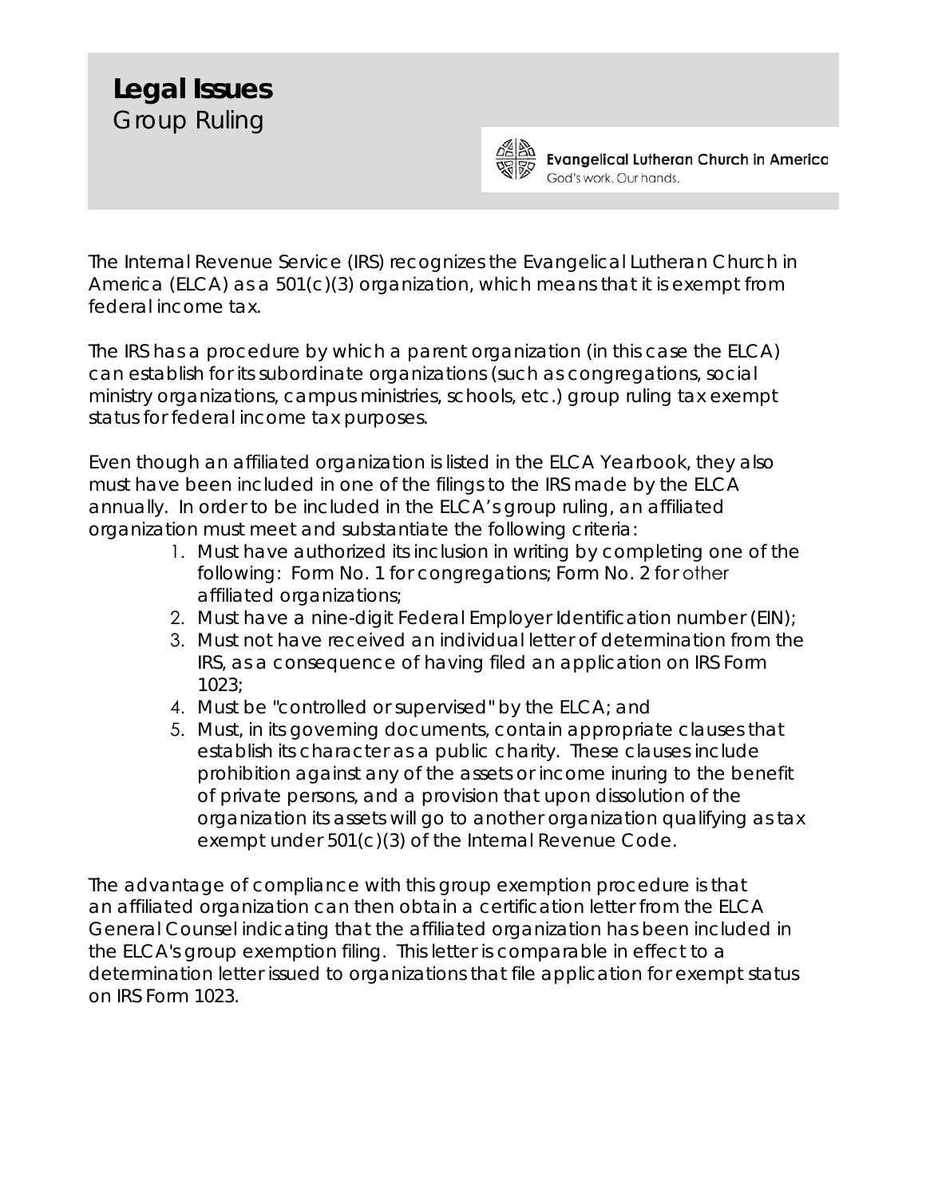# Legal Issues

## Group Ruling

Evangelical Lutheran Church in America
God's work. Our hands.

The Internal Revenue Service (IRS) recognizes the Evangelical Lutheran Church in America (ELCA) as a 501(c)(3) organization, which means that it is exempt from federal income tax.

The IRS has a procedure by which a parent organization (in this case the ELCA) can establish for its subordinate organizations (such as congregations, social ministry organizations, campus ministries, schools, etc.) group ruling tax exempt status for federal income tax purposes.

Even though an affiliated organization is listed in the ELCA Yearbook, they also must have been included in one of the filings to the IRS made by the ELCA annually. In order to be included in the ELCA's group ruling, an affiliated organization must meet and substantiate the following criteria:

1. Must have authorized its inclusion in writing by completing one of the following: Form No. 1 for congregations; Form No. 2 for other affiliated organizations;
2. Must have a nine-digit Federal Employer Identification number (EIN);
3. Must not have received an individual letter of determination from the IRS, as a consequence of having filed an application on IRS Form 1023;
4. Must be "controlled or supervised" by the ELCA; and
5. Must, in its governing documents, contain appropriate clauses that establish its character as a public charity. These clauses include prohibition against any of the assets or income inuring to the benefit of private persons, and a provision that upon dissolution of the organization its assets will go to another organization qualifying as tax exempt under 501(c)(3) of the Internal Revenue Code.

The advantage of compliance with this group exemption procedure is that an affiliated organization can then obtain a certification letter from the ELCA General Counsel indicating that the affiliated organization has been included in the ELCA's group exemption filing. This letter is comparable in effect to a determination letter issued to organizations that file application for exempt status on IRS Form 1023.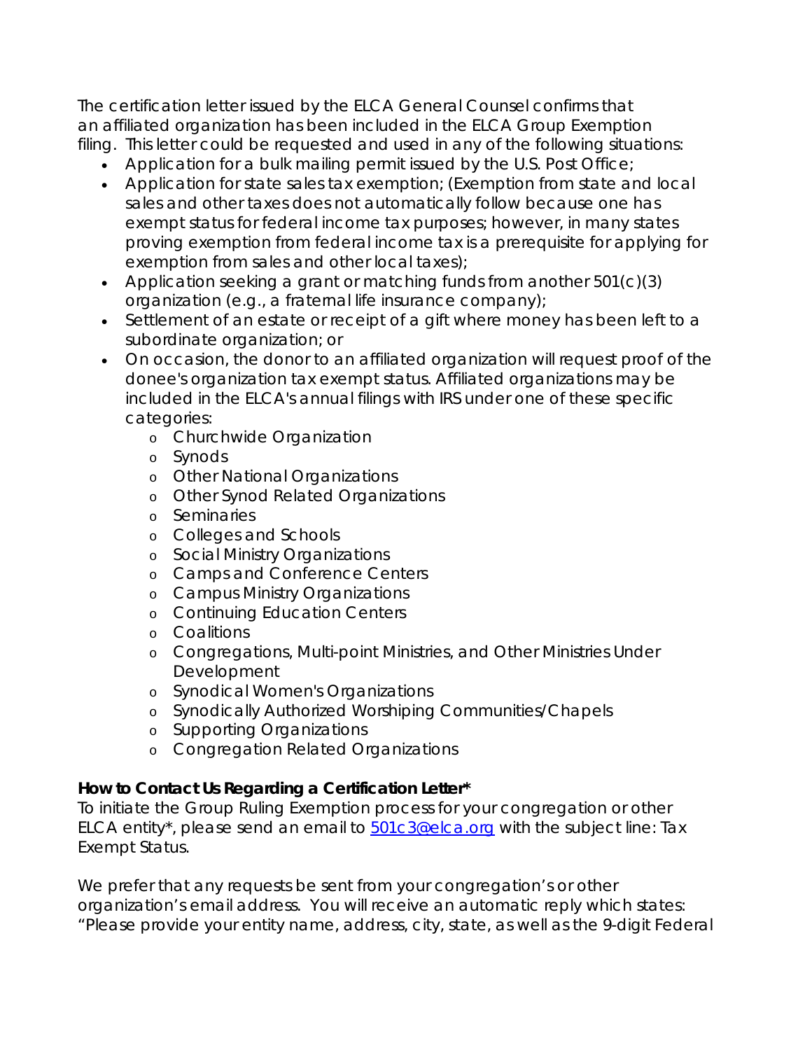The certification letter issued by the ELCA General Counsel confirms that an affiliated organization has been included in the ELCA Group Exemption filing. This letter could be requested and used in any of the following situations:

- Application for a bulk mailing permit issued by the U.S. Post Office;
- Application for state sales tax exemption; (Exemption from state and local sales and other taxes does not automatically follow because one has exempt status for federal income tax purposes; however, in many states proving exemption from federal income tax is a prerequisite for applying for exemption from sales and other local taxes);
- Application seeking a grant or matching funds from another 501(c)(3) organization (e.g., a fraternal life insurance company);
- Settlement of an estate or receipt of a gift where money has been left to a subordinate organization; or
- On occasion, the donor to an affiliated organization will request proof of the donee's organization tax exempt status. Affiliated organizations may be included in the ELCA's annual filings with IRS under one of these specific categories:
  - Churchwide Organization
  - Synods
  - Other National Organizations
  - Other Synod Related Organizations
  - Seminaries
  - Colleges and Schools
  - Social Ministry Organizations
  - Camps and Conference Centers
  - Campus Ministry Organizations
  - Continuing Education Centers
  - Coalitions
  - Congregations, Multi-point Ministries, and Other Ministries Under Development
  - Synodical Women's Organizations
  - Synodically Authorized Worshiping Communities/Chapels
  - Supporting Organizations
  - Congregation Related Organizations

**How to Contact Us Regarding a Certification Letter***

To initiate the Group Ruling Exemption process for your congregation or other ELCA entity*, please send an email to 501c3@elca.org with the subject line: Tax Exempt Status.

We prefer that any requests be sent from your congregation's or other organization's email address. You will receive an automatic reply which states: "Please provide your entity name, address, city, state, as well as the 9-digit Federal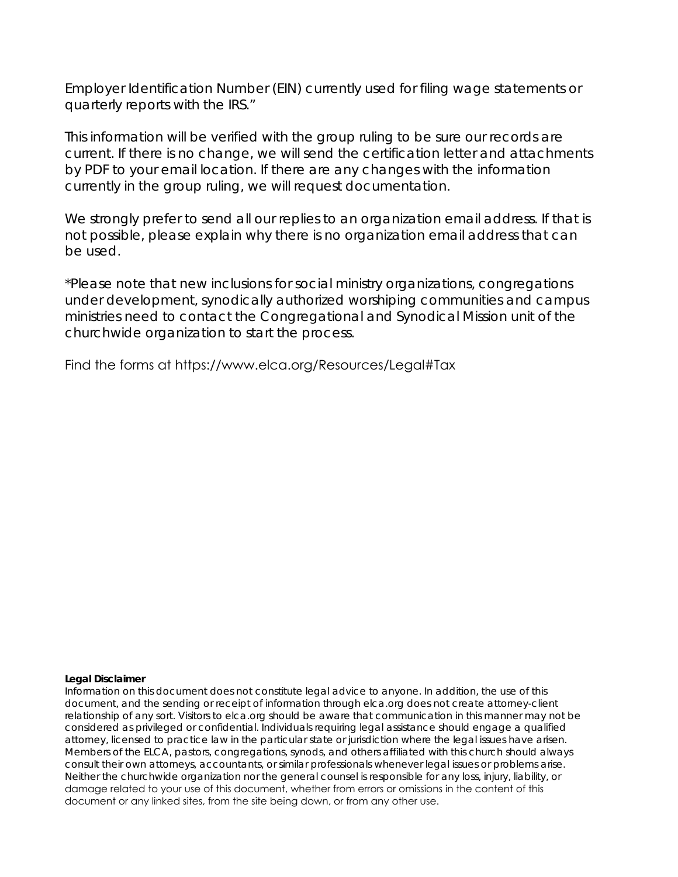Employer Identification Number (EIN) currently used for filing wage statements or quarterly reports with the IRS."

This information will be verified with the group ruling to be sure our records are current. If there is no change, we will send the certification letter and attachments by PDF to your email location. If there are any changes with the information currently in the group ruling, we will request documentation.

We strongly prefer to send all our replies to an organization email address. If that is not possible, please explain why there is no organization email address that can be used.

*Please note that new inclusions for social ministry organizations, congregations under development, synodically authorized worshiping communities and campus ministries need to contact the Congregational and Synodical Mission unit of the churchwide organization to start the process.

Find the forms at https://www.elca.org/Resources/Legal#Tax

**Legal Disclaimer**

Information on this document does not constitute legal advice to anyone. In addition, the use of this document, and the sending or receipt of information through elca.org does not create attorney-client relationship of any sort. Visitors to elca.org should be aware that communication in this manner may not be considered as privileged or confidential. Individuals requiring legal assistance should engage a qualified attorney, licensed to practice law in the particular state or jurisdiction where the legal issues have arisen. Members of the ELCA, pastors, congregations, synods, and others affiliated with this church should always consult their own attorneys, accountants, or similar professionals whenever legal issues or problems arise. Neither the churchwide organization nor the general counsel is responsible for any loss, injury, liability, or damage related to your use of this document, whether from errors or omissions in the content of this document or any linked sites, from the site being down, or from any other use.